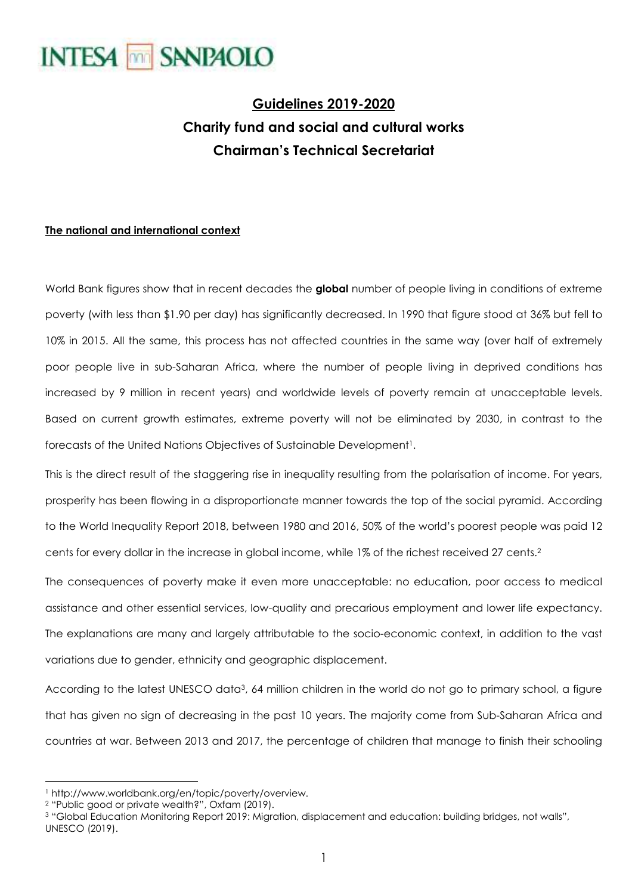INTESA SANPAOLO

# Guidelines 2019-2020

# Charity fund and social and cultural works

# Chairman's Technical Secretariat

## The national and international context

World Bank figures show that in recent decades the **global** number of people living in conditions of extreme poverty (with less than $1.90 per day) has significantly decreased. In 1990 that figure stood at 36% but fell to 10% in 2015. All the same, this process has not affected countries in the same way (over half of extremely poor people live in sub-Saharan Africa, where the number of people living in deprived conditions has increased by 9 million in recent years) and worldwide levels of poverty remain at unacceptable levels. Based on current growth estimates, extreme poverty will not be eliminated by 2030, in contrast to the forecasts of the United Nations Objectives of Sustainable Development[1].

This is the direct result of the staggering rise in inequality resulting from the polarisation of income. For years, prosperity has been flowing in a disproportionate manner towards the top of the social pyramid. According to the World Inequality Report 2018, between 1980 and 2016, 50% of the world's poorest people was paid 12 cents for every dollar in the increase in global income, while 1% of the richest received 27 cents.[2]

The consequences of poverty make it even more unacceptable: no education, poor access to medical assistance and other essential services, low-quality and precarious employment and lower life expectancy. The explanations are many and largely attributable to the socio-economic context, in addition to the vast variations due to gender, ethnicity and geographic displacement.

According to the latest UNESCO data[3], 64 million children in the world do not go to primary school, a figure that has given no sign of decreasing in the past 10 years. The majority come from Sub-Saharan Africa and countries at war. Between 2013 and 2017, the percentage of children that manage to finish their schooling

---

[1] http://www.worldbank.org/en/topic/poverty/overview.

[2] "Public good or private wealth?", Oxfam (2019).

[3] "Global Education Monitoring Report 2019: Migration, displacement and education: building bridges, not walls", UNESCO (2019).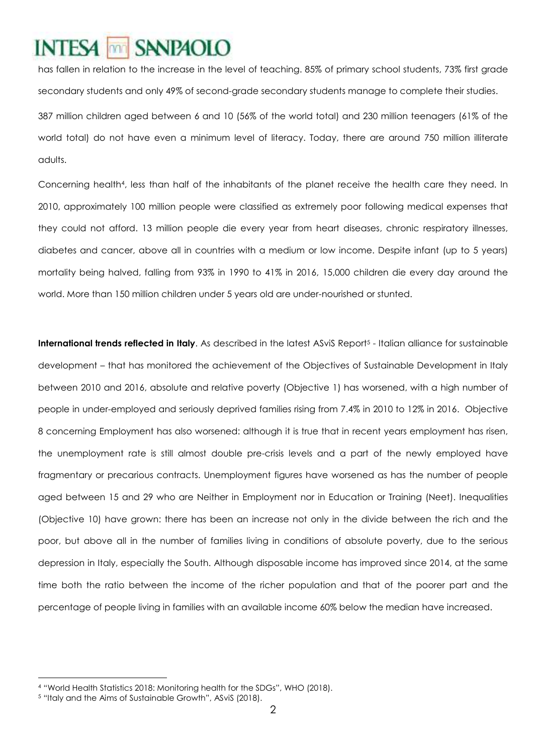has fallen in relation to the increase in the level of teaching. 85% of primary school students, 73% first grade secondary students and only 49% of second-grade secondary students manage to complete their studies.

387 million children aged between 6 and 10 (56% of the world total) and 230 million teenagers (61% of the world total) do not have even a minimum level of literacy. Today, there are around 750 million illiterate adults.

Concerning health[4], less than half of the inhabitants of the planet receive the health care they need. In 2010, approximately 100 million people were classified as extremely poor following medical expenses that they could not afford. 13 million people die every year from heart diseases, chronic respiratory illnesses, diabetes and cancer, above all in countries with a medium or low income. Despite infant (up to 5 years) mortality being halved, falling from 93% in 1990 to 41% in 2016, 15,000 children die every day around the world. More than 150 million children under 5 years old are under-nourished or stunted.

**International trends reflected in Italy**. As described in the latest ASviS Report[5] - Italian alliance for sustainable development – that has monitored the achievement of the Objectives of Sustainable Development in Italy between 2010 and 2016, absolute and relative poverty (Objective 1) has worsened, with a high number of people in under-employed and seriously deprived families rising from 7.4% in 2010 to 12% in 2016. Objective 8 concerning Employment has also worsened: although it is true that in recent years employment has risen, the unemployment rate is still almost double pre-crisis levels and a part of the newly employed have fragmentary or precarious contracts. Unemployment figures have worsened as has the number of people aged between 15 and 29 who are Neither in Employment nor in Education or Training (Neet). Inequalities (Objective 10) have grown: there has been an increase not only in the divide between the rich and the poor, but above all in the number of families living in conditions of absolute poverty, due to the serious depression in Italy, especially the South. Although disposable income has improved since 2014, at the same time both the ratio between the income of the richer population and that of the poorer part and the percentage of people living in families with an available income 60% below the median have increased.

---

[4] "World Health Statistics 2018: Monitoring health for the SDGs", WHO (2018).

[5] "Italy and the Aims of Sustainable Growth", ASviS (2018).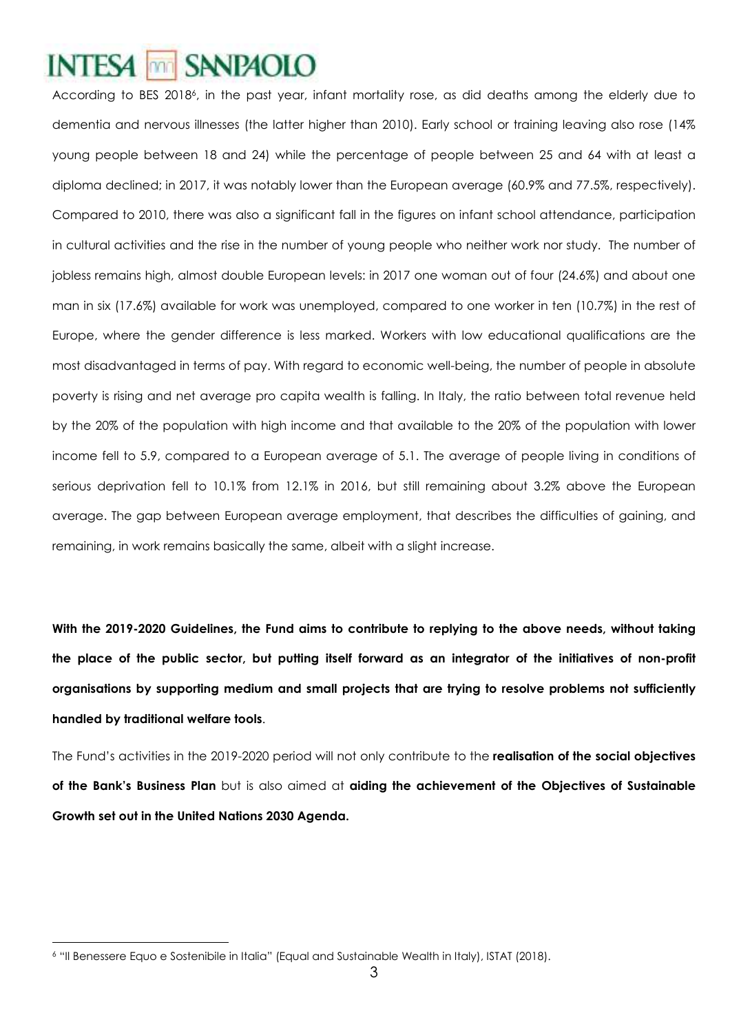According to BES 2018[6], in the past year, infant mortality rose, as did deaths among the elderly due to dementia and nervous illnesses (the latter higher than 2010). Early school or training leaving also rose (14% young people between 18 and 24) while the percentage of people between 25 and 64 with at least a diploma declined; in 2017, it was notably lower than the European average (60.9% and 77.5%, respectively). Compared to 2010, there was also a significant fall in the figures on infant school attendance, participation in cultural activities and the rise in the number of young people who neither work nor study. The number of jobless remains high, almost double European levels: in 2017 one woman out of four (24.6%) and about one man in six (17.6%) available for work was unemployed, compared to one worker in ten (10.7%) in the rest of Europe, where the gender difference is less marked. Workers with low educational qualifications are the most disadvantaged in terms of pay. With regard to economic well-being, the number of people in absolute poverty is rising and net average pro capita wealth is falling. In Italy, the ratio between total revenue held by the 20% of the population with high income and that available to the 20% of the population with lower income fell to 5.9, compared to a European average of 5.1. The average of people living in conditions of serious deprivation fell to 10.1% from 12.1% in 2016, but still remaining about 3.2% above the European average. The gap between European average employment, that describes the difficulties of gaining, and remaining, in work remains basically the same, albeit with a slight increase.

**With the 2019-2020 Guidelines, the Fund aims to contribute to replying to the above needs, without taking the place of the public sector, but putting itself forward as an integrator of the initiatives of non-profit organisations by supporting medium and small projects that are trying to resolve problems not sufficiently handled by traditional welfare tools**.

The Fund's activities in the 2019-2020 period will not only contribute to the **realisation of the social objectives of the Bank's Business Plan** but is also aimed at **aiding the achievement of the Objectives of Sustainable Growth set out in the United Nations 2030 Agenda.**

[6] "Il Benessere Equo e Sostenibile in Italia" (Equal and Sustainable Wealth in Italy), ISTAT (2018).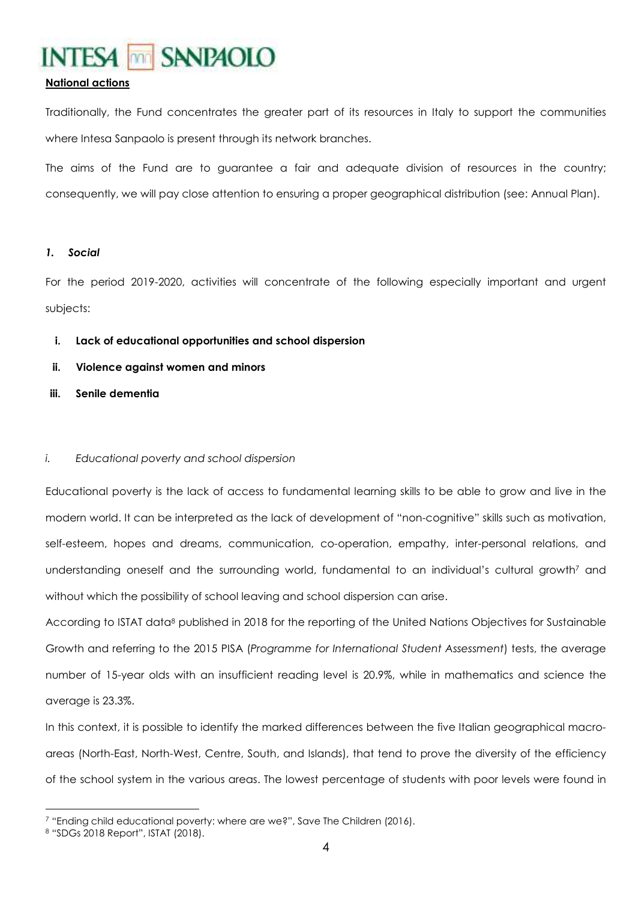**National actions**

Traditionally, the Fund concentrates the greater part of its resources in Italy to support the communities where Intesa Sanpaolo is present through its network branches.

The aims of the Fund are to guarantee a fair and adequate division of resources in the country; consequently, we will pay close attention to ensuring a proper geographical distribution (see: Annual Plan).

### *1. Social*

For the period 2019-2020, activities will concentrate of the following especially important and urgent subjects:

- **i. Lack of educational opportunities and school dispersion**
- **ii. Violence against women and minors**
- **iii. Senile dementia**

#### *i. Educational poverty and school dispersion*

Educational poverty is the lack of access to fundamental learning skills to be able to grow and live in the modern world. It can be interpreted as the lack of development of "non-cognitive" skills such as motivation, self-esteem, hopes and dreams, communication, co-operation, empathy, inter-personal relations, and understanding oneself and the surrounding world, fundamental to an individual's cultural growth[7] and without which the possibility of school leaving and school dispersion can arise.

According to ISTAT data[8] published in 2018 for the reporting of the United Nations Objectives for Sustainable Growth and referring to the 2015 PISA (*Programme for International Student Assessment*) tests, the average number of 15-year olds with an insufficient reading level is 20.9%, while in mathematics and science the average is 23.3%.

In this context, it is possible to identify the marked differences between the five Italian geographical macro-areas (North-East, North-West, Centre, South, and Islands), that tend to prove the diversity of the efficiency of the school system in the various areas. The lowest percentage of students with poor levels were found in

---

[7] "Ending child educational poverty: where are we?", Save The Children (2016).

[8] "SDGs 2018 Report", ISTAT (2018).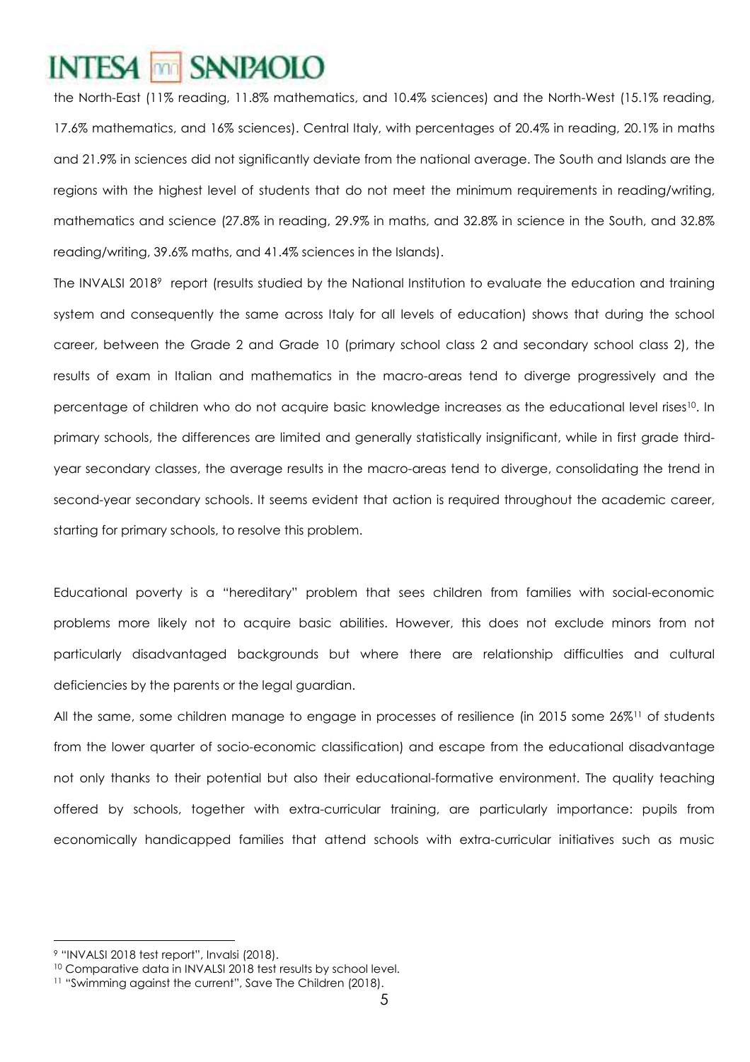the North-East (11% reading, 11.8% mathematics, and 10.4% sciences) and the North-West (15.1% reading, 17.6% mathematics, and 16% sciences). Central Italy, with percentages of 20.4% in reading, 20.1% in maths and 21.9% in sciences did not significantly deviate from the national average. The South and Islands are the regions with the highest level of students that do not meet the minimum requirements in reading/writing, mathematics and science (27.8% in reading, 29.9% in maths, and 32.8% in science in the South, and 32.8% reading/writing, 39.6% maths, and 41.4% sciences in the Islands).

The INVALSI 2018[9] report (results studied by the National Institution to evaluate the education and training system and consequently the same across Italy for all levels of education) shows that during the school career, between the Grade 2 and Grade 10 (primary school class 2 and secondary school class 2), the results of exam in Italian and mathematics in the macro-areas tend to diverge progressively and the percentage of children who do not acquire basic knowledge increases as the educational level rises[10]. In primary schools, the differences are limited and generally statistically insignificant, while in first grade third-year secondary classes, the average results in the macro-areas tend to diverge, consolidating the trend in second-year secondary schools. It seems evident that action is required throughout the academic career, starting for primary schools, to resolve this problem.

Educational poverty is a "hereditary" problem that sees children from families with social-economic problems more likely not to acquire basic abilities. However, this does not exclude minors from not particularly disadvantaged backgrounds but where there are relationship difficulties and cultural deficiencies by the parents or the legal guardian.

All the same, some children manage to engage in processes of resilience (in 2015 some 26%[11] of students from the lower quarter of socio-economic classification) and escape from the educational disadvantage not only thanks to their potential but also their educational-formative environment. The quality teaching offered by schools, together with extra-curricular training, are particularly importance: pupils from economically handicapped families that attend schools with extra-curricular initiatives such as music

[9] "INVALSI 2018 test report", Invalsi (2018).

[10] Comparative data in INVALSI 2018 test results by school level.

[11] "Swimming against the current", Save The Children (2018).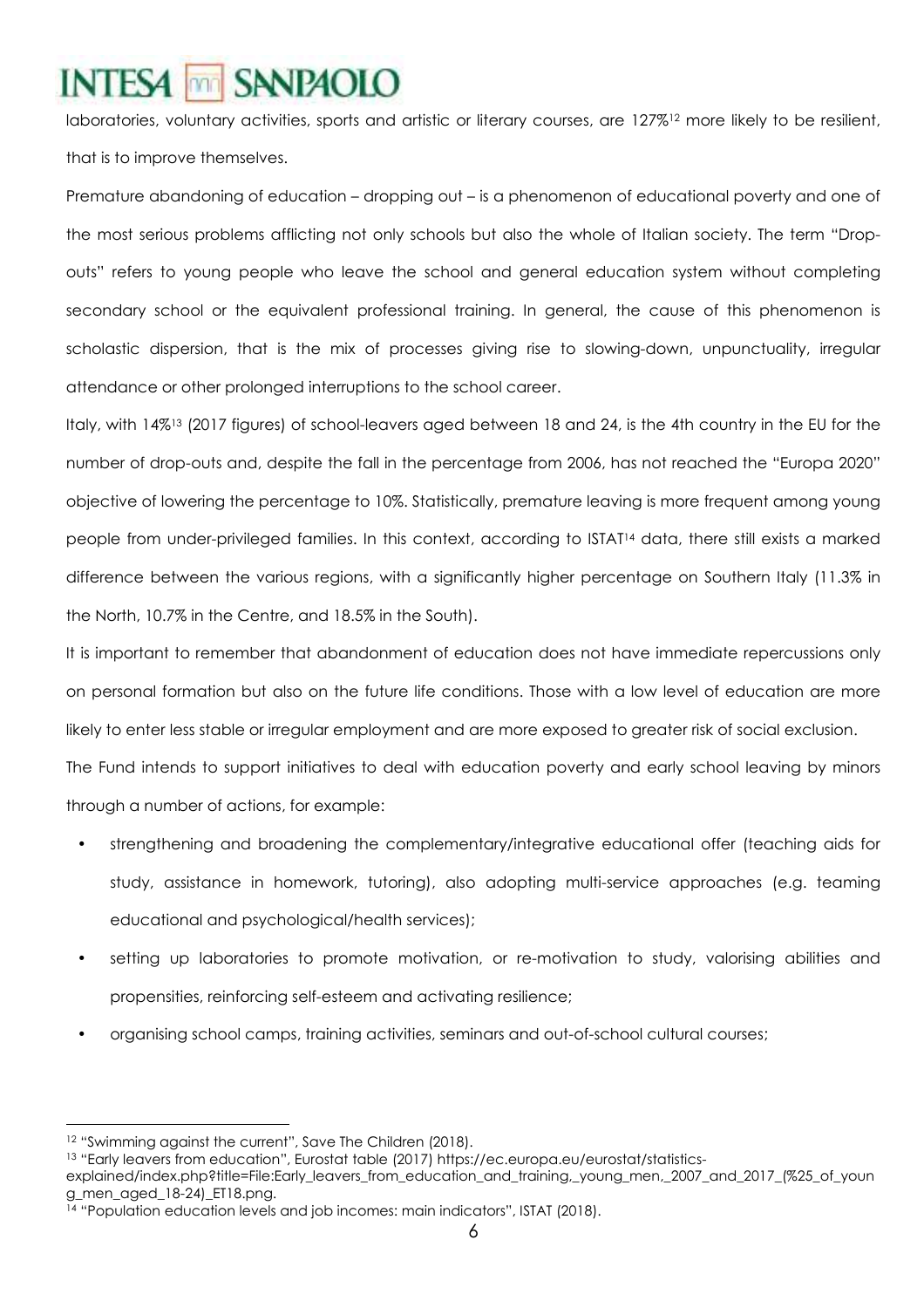laboratories, voluntary activities, sports and artistic or literary courses, are 127%[12] more likely to be resilient, that is to improve themselves.

Premature abandoning of education – dropping out – is a phenomenon of educational poverty and one of the most serious problems afflicting not only schools but also the whole of Italian society. The term "Drop-outs" refers to young people who leave the school and general education system without completing secondary school or the equivalent professional training. In general, the cause of this phenomenon is scholastic dispersion, that is the mix of processes giving rise to slowing-down, unpunctuality, irregular attendance or other prolonged interruptions to the school career.

Italy, with 14%[13] (2017 figures) of school-leavers aged between 18 and 24, is the 4th country in the EU for the number of drop-outs and, despite the fall in the percentage from 2006, has not reached the "Europa 2020" objective of lowering the percentage to 10%. Statistically, premature leaving is more frequent among young people from under-privileged families. In this context, according to ISTAT[14] data, there still exists a marked difference between the various regions, with a significantly higher percentage on Southern Italy (11.3% in the North, 10.7% in the Centre, and 18.5% in the South).

It is important to remember that abandonment of education does not have immediate repercussions only on personal formation but also on the future life conditions. Those with a low level of education are more likely to enter less stable or irregular employment and are more exposed to greater risk of social exclusion.

The Fund intends to support initiatives to deal with education poverty and early school leaving by minors through a number of actions, for example:

- strengthening and broadening the complementary/integrative educational offer (teaching aids for study, assistance in homework, tutoring), also adopting multi-service approaches (e.g. teaming educational and psychological/health services);
- setting up laboratories to promote motivation, or re-motivation to study, valorising abilities and propensities, reinforcing self-esteem and activating resilience;
- organising school camps, training activities, seminars and out-of-school cultural courses;

---

[12] "Swimming against the current", Save The Children (2018).

[13] "Early leavers from education", Eurostat table (2017) https://ec.europa.eu/eurostat/statistics-explained/index.php?title=File:Early_leavers_from_education_and_training,_young_men,_2007_and_2017_(%25_of_young_men_aged_18-24)_ET18.png.

[14] "Population education levels and job incomes: main indicators", ISTAT (2018).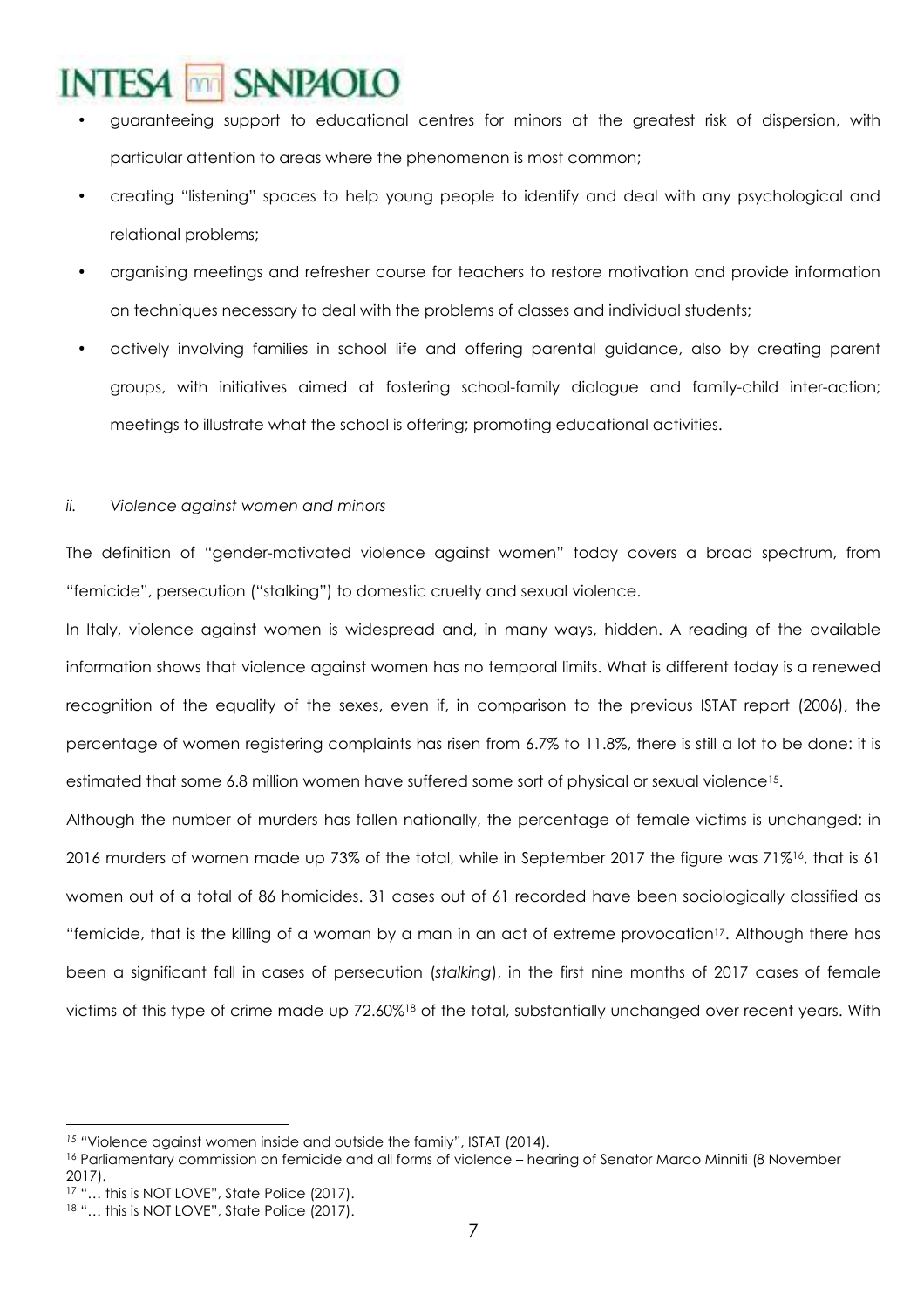- guaranteeing support to educational centres for minors at the greatest risk of dispersion, with particular attention to areas where the phenomenon is most common;
- creating "listening" spaces to help young people to identify and deal with any psychological and relational problems;
- organising meetings and refresher course for teachers to restore motivation and provide information on techniques necessary to deal with the problems of classes and individual students;
- actively involving families in school life and offering parental guidance, also by creating parent groups, with initiatives aimed at fostering school-family dialogue and family-child inter-action; meetings to illustrate what the school is offering; promoting educational activities.

*ii. Violence against women and minors*

The definition of "gender-motivated violence against women" today covers a broad spectrum, from "femicide", persecution ("stalking") to domestic cruelty and sexual violence.

In Italy, violence against women is widespread and, in many ways, hidden. A reading of the available information shows that violence against women has no temporal limits. What is different today is a renewed recognition of the equality of the sexes, even if, in comparison to the previous ISTAT report (2006), the percentage of women registering complaints has risen from 6.7% to 11.8%, there is still a lot to be done: it is estimated that some 6.8 million women have suffered some sort of physical or sexual violence[15].

Although the number of murders has fallen nationally, the percentage of female victims is unchanged: in 2016 murders of women made up 73% of the total, while in September 2017 the figure was 71%[16], that is 61 women out of a total of 86 homicides. 31 cases out of 61 recorded have been sociologically classified as "femicide, that is the killing of a woman by a man in an act of extreme provocation[17]. Although there has been a significant fall in cases of persecution (*stalking*), in the first nine months of 2017 cases of female victims of this type of crime made up 72.60%[18] of the total, substantially unchanged over recent years. With

[15] "Violence against women inside and outside the family", ISTAT (2014).

[16] Parliamentary commission on femicide and all forms of violence – hearing of Senator Marco Minniti (8 November 2017).

[17] "… this is NOT LOVE", State Police (2017).

[18] "… this is NOT LOVE", State Police (2017).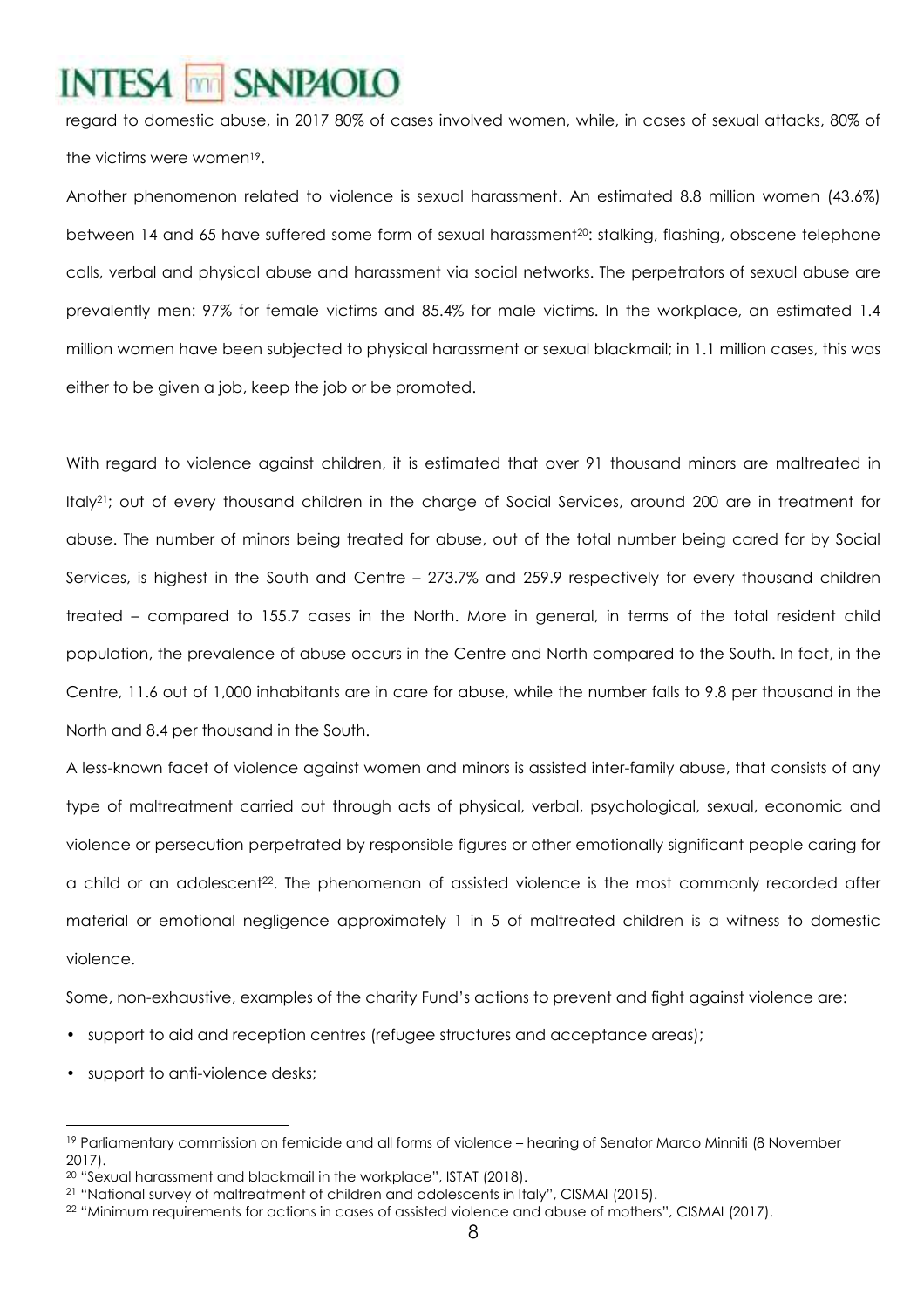regard to domestic abuse, in 2017 80% of cases involved women, while, in cases of sexual attacks, 80% of the victims were women[19].

Another phenomenon related to violence is sexual harassment. An estimated 8.8 million women (43.6%) between 14 and 65 have suffered some form of sexual harassment[20]: stalking, flashing, obscene telephone calls, verbal and physical abuse and harassment via social networks. The perpetrators of sexual abuse are prevalently men: 97% for female victims and 85.4% for male victims. In the workplace, an estimated 1.4 million women have been subjected to physical harassment or sexual blackmail; in 1.1 million cases, this was either to be given a job, keep the job or be promoted.

With regard to violence against children, it is estimated that over 91 thousand minors are maltreated in Italy[21]; out of every thousand children in the charge of Social Services, around 200 are in treatment for abuse. The number of minors being treated for abuse, out of the total number being cared for by Social Services, is highest in the South and Centre – 273.7% and 259.9 respectively for every thousand children treated – compared to 155.7 cases in the North. More in general, in terms of the total resident child population, the prevalence of abuse occurs in the Centre and North compared to the South. In fact, in the Centre, 11.6 out of 1,000 inhabitants are in care for abuse, while the number falls to 9.8 per thousand in the North and 8.4 per thousand in the South.

A less-known facet of violence against women and minors is assisted inter-family abuse, that consists of any type of maltreatment carried out through acts of physical, verbal, psychological, sexual, economic and violence or persecution perpetrated by responsible figures or other emotionally significant people caring for a child or an adolescent[22]. The phenomenon of assisted violence is the most commonly recorded after material or emotional negligence approximately 1 in 5 of maltreated children is a witness to domestic violence.

Some, non-exhaustive, examples of the charity Fund's actions to prevent and fight against violence are:

- support to aid and reception centres (refugee structures and acceptance areas);
- support to anti-violence desks;

[19] Parliamentary commission on femicide and all forms of violence – hearing of Senator Marco Minniti (8 November 2017).

[20] "Sexual harassment and blackmail in the workplace", ISTAT (2018).

[21] "National survey of maltreatment of children and adolescents in Italy", CISMAI (2015).

[22] "Minimum requirements for actions in cases of assisted violence and abuse of mothers", CISMAI (2017).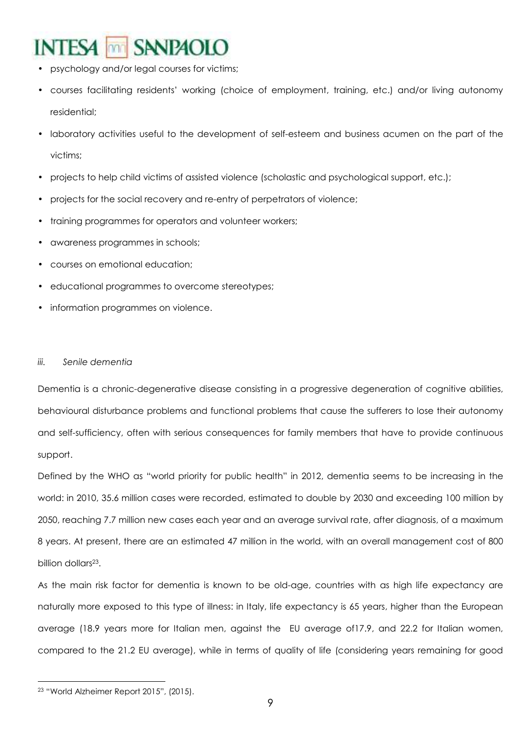- psychology and/or legal courses for victims;
- courses facilitating residents' working (choice of employment, training, etc.) and/or living autonomy residential;
- laboratory activities useful to the development of self-esteem and business acumen on the part of the victims;
- projects to help child victims of assisted violence (scholastic and psychological support, etc.);
- projects for the social recovery and re-entry of perpetrators of violence;
- training programmes for operators and volunteer workers;
- awareness programmes in schools;
- courses on emotional education;
- educational programmes to overcome stereotypes;
- information programmes on violence.

*iii. Senile dementia*

Dementia is a chronic-degenerative disease consisting in a progressive degeneration of cognitive abilities, behavioural disturbance problems and functional problems that cause the sufferers to lose their autonomy and self-sufficiency, often with serious consequences for family members that have to provide continuous support.

Defined by the WHO as "world priority for public health" in 2012, dementia seems to be increasing in the world: in 2010, 35.6 million cases were recorded, estimated to double by 2030 and exceeding 100 million by 2050, reaching 7.7 million new cases each year and an average survival rate, after diagnosis, of a maximum 8 years. At present, there are an estimated 47 million in the world, with an overall management cost of 800 billion dollars[23].

As the main risk factor for dementia is known to be old-age, countries with as high life expectancy are naturally more exposed to this type of illness: in Italy, life expectancy is 65 years, higher than the European average (18.9 years more for Italian men, against the EU average of17.9, and 22.2 for Italian women, compared to the 21.2 EU average), while in terms of quality of life (considering years remaining for good

[23] "World Alzheimer Report 2015", (2015).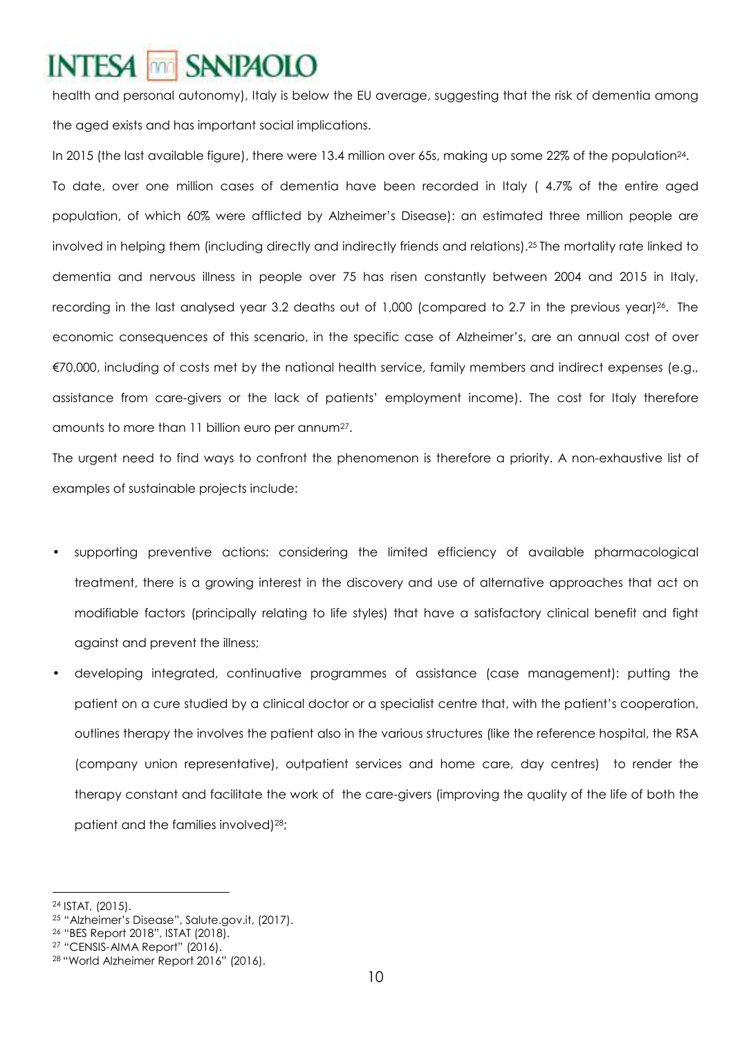health and personal autonomy), Italy is below the EU average, suggesting that the risk of dementia among the aged exists and has important social implications.

In 2015 (the last available figure), there were 13.4 million over 65s, making up some 22% of the population[24].

To date, over one million cases of dementia have been recorded in Italy ( 4.7% of the entire aged population, of which 60% were afflicted by Alzheimer's Disease): an estimated three million people are involved in helping them (including directly and indirectly friends and relations).[25] The mortality rate linked to dementia and nervous illness in people over 75 has risen constantly between 2004 and 2015 in Italy, recording in the last analysed year 3.2 deaths out of 1,000 (compared to 2.7 in the previous year)[26]. The economic consequences of this scenario, in the specific case of Alzheimer's, are an annual cost of over €70,000, including of costs met by the national health service, family members and indirect expenses (e.g., assistance from care-givers or the lack of patients' employment income). The cost for Italy therefore amounts to more than 11 billion euro per annum[27].

The urgent need to find ways to confront the phenomenon is therefore a priority. A non-exhaustive list of examples of sustainable projects include:

- supporting preventive actions: considering the limited efficiency of available pharmacological treatment, there is a growing interest in the discovery and use of alternative approaches that act on modifiable factors (principally relating to life styles) that have a satisfactory clinical benefit and fight against and prevent the illness;
- developing integrated, continuative programmes of assistance (case management): putting the patient on a cure studied by a clinical doctor or a specialist centre that, with the patient's cooperation, outlines therapy the involves the patient also in the various structures (like the reference hospital, the RSA (company union representative), outpatient services and home care, day centres) to render the therapy constant and facilitate the work of the care-givers (improving the quality of the life of both the patient and the families involved)[28];

---

[24] ISTAT, (2015).

[25] "Alzheimer's Disease", Salute.gov.it, (2017).

[26] "BES Report 2018", ISTAT (2018).

[27] "CENSIS-AIMA Report" (2016).

[28] "World Alzheimer Report 2016" (2016).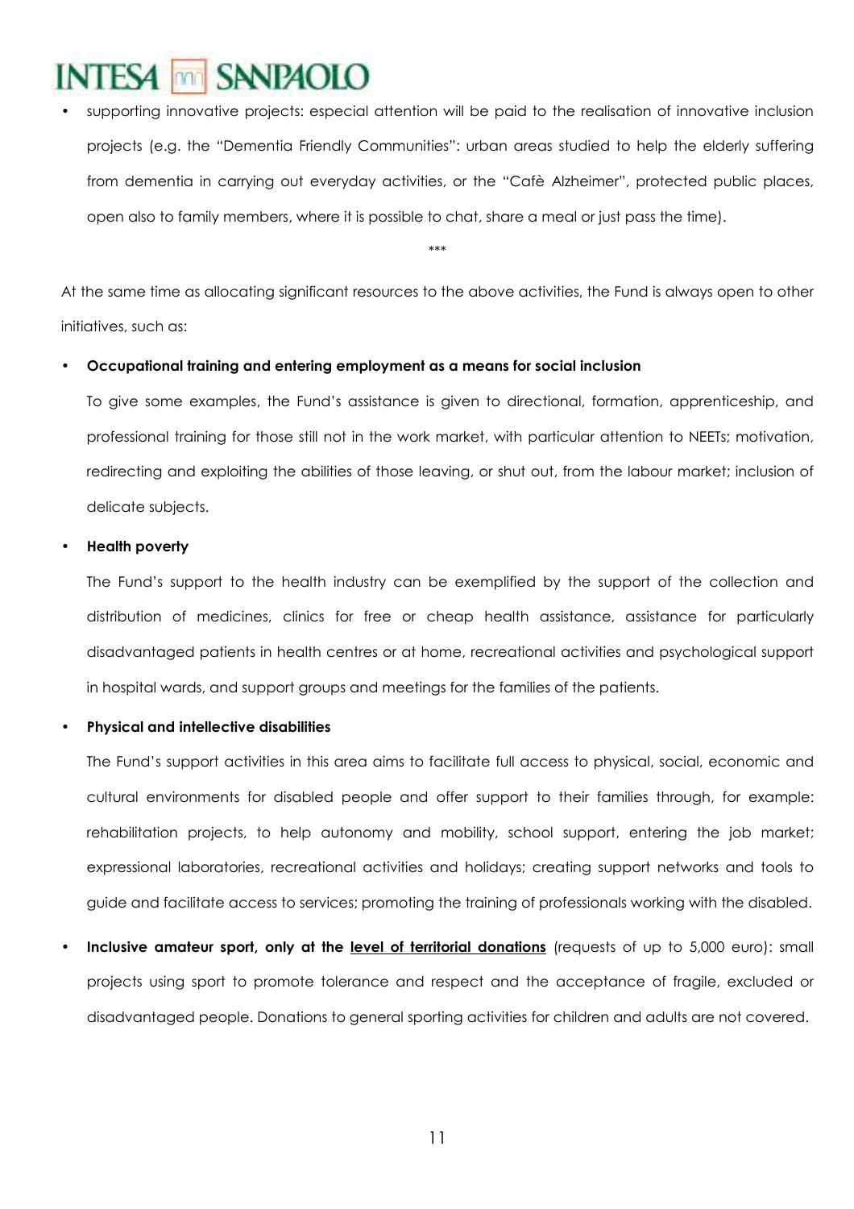- supporting innovative projects: especial attention will be paid to the realisation of innovative inclusion projects (e.g. the "Dementia Friendly Communities": urban areas studied to help the elderly suffering from dementia in carrying out everyday activities, or the "Cafè Alzheimer", protected public places, open also to family members, where it is possible to chat, share a meal or just pass the time).

\*\*\*

At the same time as allocating significant resources to the above activities, the Fund is always open to other initiatives, such as:

- **Occupational training and entering employment as a means for social inclusion**

  To give some examples, the Fund's assistance is given to directional, formation, apprenticeship, and professional training for those still not in the work market, with particular attention to NEETs; motivation, redirecting and exploiting the abilities of those leaving, or shut out, from the labour market; inclusion of delicate subjects.

- **Health poverty**

  The Fund's support to the health industry can be exemplified by the support of the collection and distribution of medicines, clinics for free or cheap health assistance, assistance for particularly disadvantaged patients in health centres or at home, recreational activities and psychological support in hospital wards, and support groups and meetings for the families of the patients.

- **Physical and intellective disabilities**

  The Fund's support activities in this area aims to facilitate full access to physical, social, economic and cultural environments for disabled people and offer support to their families through, for example: rehabilitation projects, to help autonomy and mobility, school support, entering the job market; expressional laboratories, recreational activities and holidays; creating support networks and tools to guide and facilitate access to services; promoting the training of professionals working with the disabled.

- **Inclusive amateur sport, only at the <u>level of territorial donations</u>** (requests of up to 5,000 euro): small projects using sport to promote tolerance and respect and the acceptance of fragile, excluded or disadvantaged people. Donations to general sporting activities for children and adults are not covered.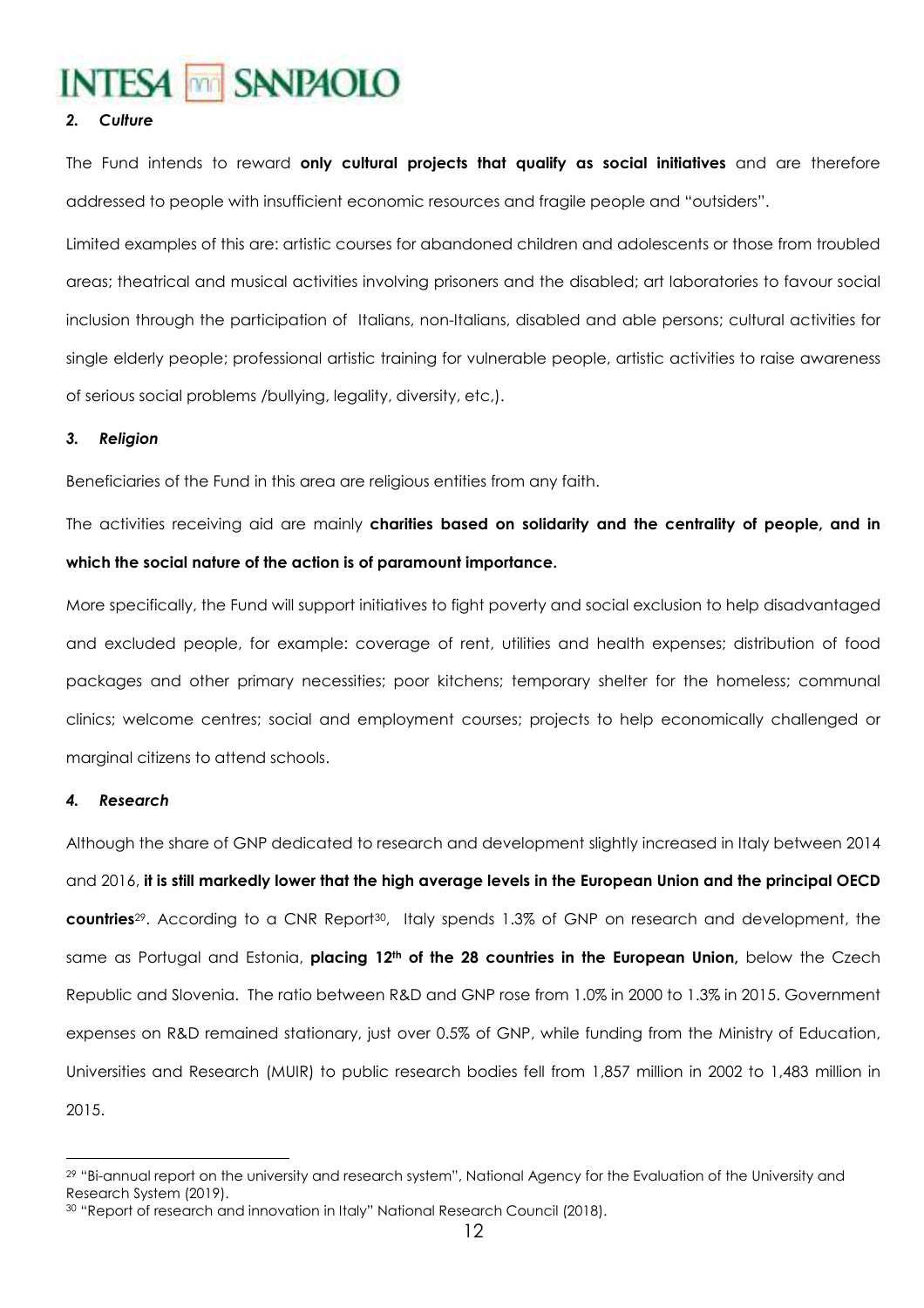### *2. Culture*

The Fund intends to reward **only cultural projects that qualify as social initiatives** and are therefore addressed to people with insufficient economic resources and fragile people and "outsiders".

Limited examples of this are: artistic courses for abandoned children and adolescents or those from troubled areas; theatrical and musical activities involving prisoners and the disabled; art laboratories to favour social inclusion through the participation of Italians, non-Italians, disabled and able persons; cultural activities for single elderly people; professional artistic training for vulnerable people, artistic activities to raise awareness of serious social problems /bullying, legality, diversity, etc,).

### *3. Religion*

Beneficiaries of the Fund in this area are religious entities from any faith.

The activities receiving aid are mainly **charities based on solidarity and the centrality of people, and in which the social nature of the action is of paramount importance.**

More specifically, the Fund will support initiatives to fight poverty and social exclusion to help disadvantaged and excluded people, for example: coverage of rent, utilities and health expenses; distribution of food packages and other primary necessities; poor kitchens; temporary shelter for the homeless; communal clinics; welcome centres; social and employment courses; projects to help economically challenged or marginal citizens to attend schools.

### *4. Research*

Although the share of GNP dedicated to research and development slightly increased in Italy between 2014 and 2016, **it is still markedly lower that the high average levels in the European Union and the principal OECD countries**[29]. According to a CNR Report[30], Italy spends 1.3% of GNP on research and development, the same as Portugal and Estonia, **placing 12th of the 28 countries in the European Union,** below the Czech Republic and Slovenia. The ratio between R&D and GNP rose from 1.0% in 2000 to 1.3% in 2015. Government expenses on R&D remained stationary, just over 0.5% of GNP, while funding from the Ministry of Education, Universities and Research (MUIR) to public research bodies fell from 1,857 million in 2002 to 1,483 million in 2015.

---

[29] "Bi-annual report on the university and research system", National Agency for the Evaluation of the University and Research System (2019).

[30] "Report of research and innovation in Italy" National Research Council (2018).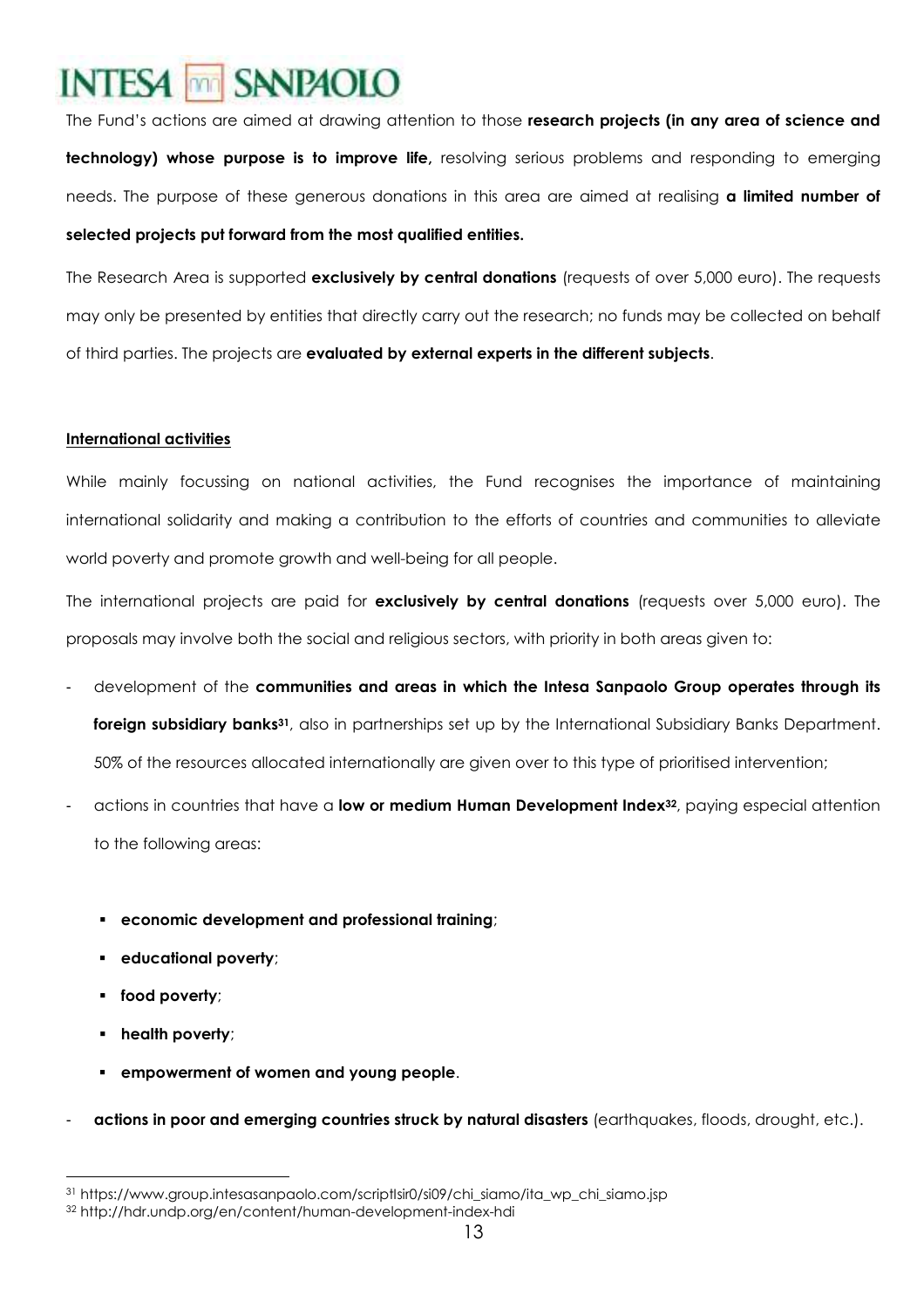The Fund's actions are aimed at drawing attention to those **research projects (in any area of science and technology) whose purpose is to improve life,** resolving serious problems and responding to emerging needs. The purpose of these generous donations in this area are aimed at realising **a limited number of selected projects put forward from the most qualified entities.**

The Research Area is supported **exclusively by central donations** (requests of over 5,000 euro). The requests may only be presented by entities that directly carry out the research; no funds may be collected on behalf of third parties. The projects are **evaluated by external experts in the different subjects**.

**International activities**

While mainly focussing on national activities, the Fund recognises the importance of maintaining international solidarity and making a contribution to the efforts of countries and communities to alleviate world poverty and promote growth and well-being for all people.

The international projects are paid for **exclusively by central donations** (requests over 5,000 euro). The proposals may involve both the social and religious sectors, with priority in both areas given to:

- development of the **communities and areas in which the Intesa Sanpaolo Group operates through its foreign subsidiary banks**[31], also in partnerships set up by the International Subsidiary Banks Department. 50% of the resources allocated internationally are given over to this type of prioritised intervention;
- actions in countries that have a **low or medium Human Development Index**[32], paying especial attention to the following areas:
  - **economic development and professional training**;
  - **educational poverty**;
  - **food poverty**;
  - **health poverty**;
  - **empowerment of women and young people**.
- **actions in poor and emerging countries struck by natural disasters** (earthquakes, floods, drought, etc.).

[31] https://www.group.intesasanpaolo.com/scriptIsir0/si09/chi_siamo/ita_wp_chi_siamo.jsp

[32] http://hdr.undp.org/en/content/human-development-index-hdi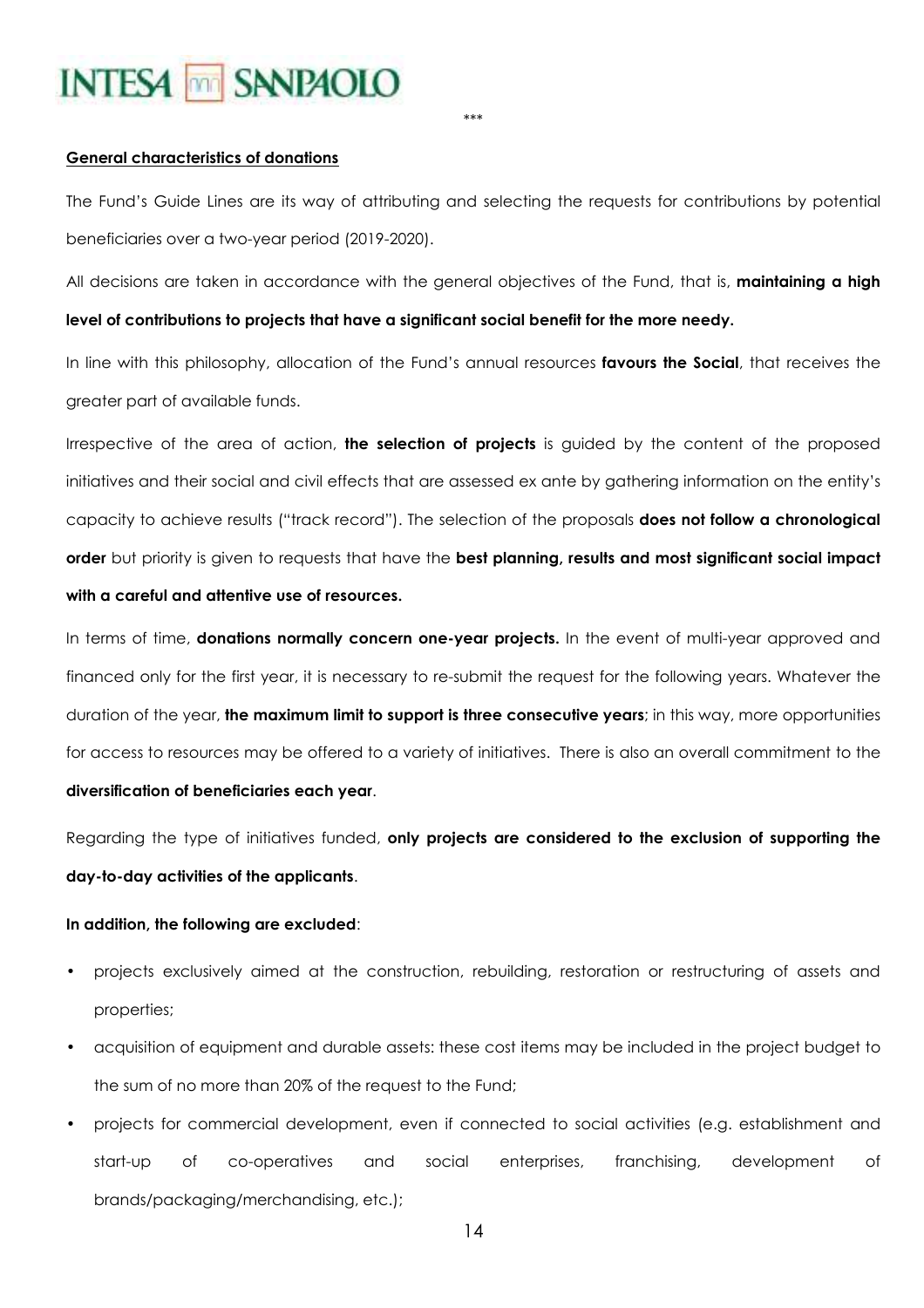\*\*\*

**General characteristics of donations**

The Fund's Guide Lines are its way of attributing and selecting the requests for contributions by potential beneficiaries over a two-year period (2019-2020).

All decisions are taken in accordance with the general objectives of the Fund, that is, **maintaining a high level of contributions to projects that have a significant social benefit for the more needy.**

In line with this philosophy, allocation of the Fund's annual resources **favours the Social**, that receives the greater part of available funds.

Irrespective of the area of action, **the selection of projects** is guided by the content of the proposed initiatives and their social and civil effects that are assessed ex ante by gathering information on the entity's capacity to achieve results ("track record"). The selection of the proposals **does not follow a chronological order** but priority is given to requests that have the **best planning, results and most significant social impact with a careful and attentive use of resources.**

In terms of time, **donations normally concern one-year projects.** In the event of multi-year approved and financed only for the first year, it is necessary to re-submit the request for the following years. Whatever the duration of the year, **the maximum limit to support is three consecutive years**; in this way, more opportunities for access to resources may be offered to a variety of initiatives. There is also an overall commitment to the **diversification of beneficiaries each year**.

Regarding the type of initiatives funded, **only projects are considered to the exclusion of supporting the day-to-day activities of the applicants**.

**In addition, the following are excluded**:

- projects exclusively aimed at the construction, rebuilding, restoration or restructuring of assets and properties;
- acquisition of equipment and durable assets: these cost items may be included in the project budget to the sum of no more than 20% of the request to the Fund;
- projects for commercial development, even if connected to social activities (e.g. establishment and start-up of co-operatives and social enterprises, franchising, development of brands/packaging/merchandising, etc.);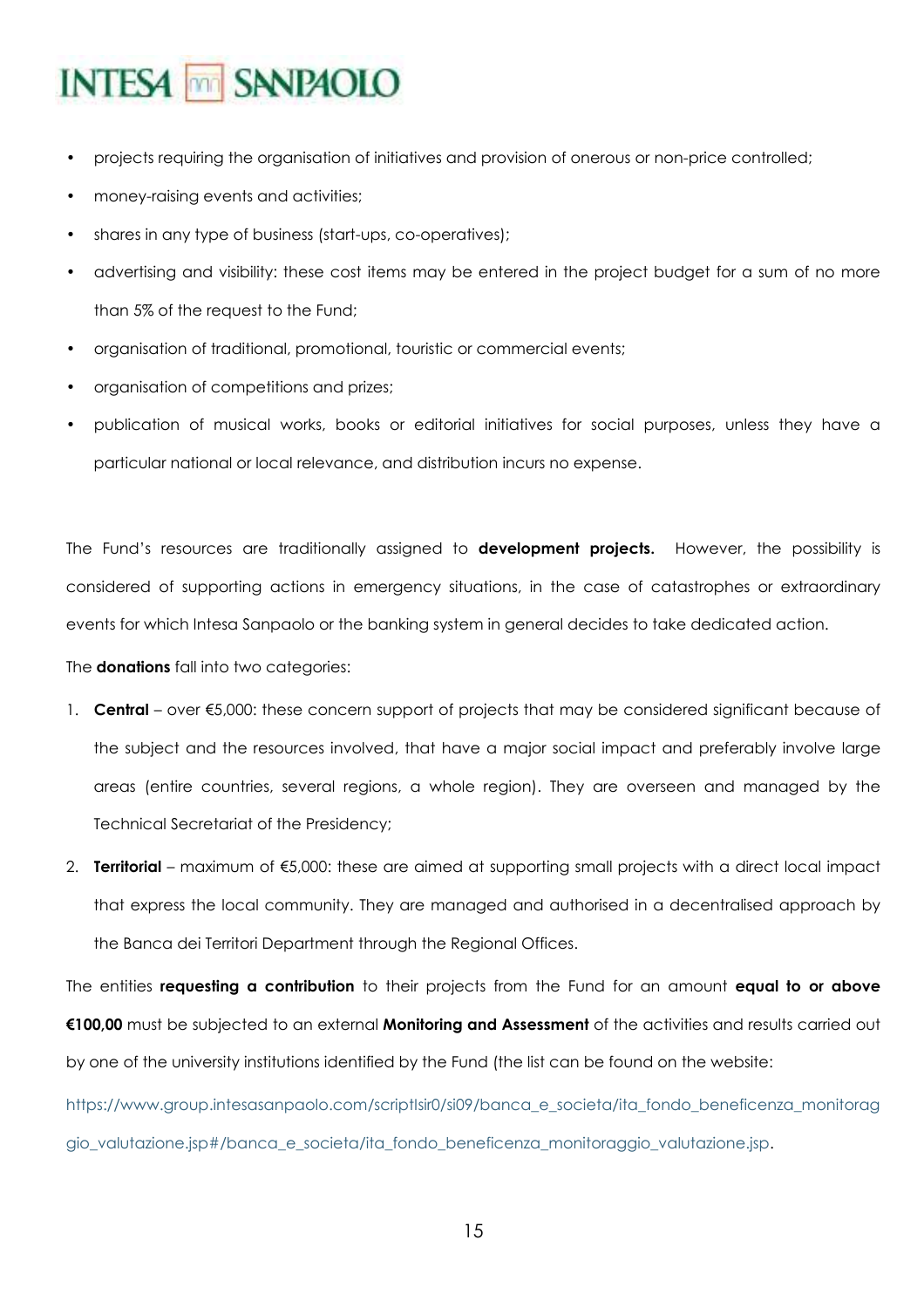- projects requiring the organisation of initiatives and provision of onerous or non-price controlled;
- money-raising events and activities;
- shares in any type of business (start-ups, co-operatives);
- advertising and visibility: these cost items may be entered in the project budget for a sum of no more than 5% of the request to the Fund;
- organisation of traditional, promotional, touristic or commercial events;
- organisation of competitions and prizes;
- publication of musical works, books or editorial initiatives for social purposes, unless they have a particular national or local relevance, and distribution incurs no expense.

The Fund's resources are traditionally assigned to **development projects.** However, the possibility is considered of supporting actions in emergency situations, in the case of catastrophes or extraordinary events for which Intesa Sanpaolo or the banking system in general decides to take dedicated action.

The **donations** fall into two categories:

1. **Central** – over €5,000: these concern support of projects that may be considered significant because of the subject and the resources involved, that have a major social impact and preferably involve large areas (entire countries, several regions, a whole region). They are overseen and managed by the Technical Secretariat of the Presidency;
2. **Territorial** – maximum of €5,000: these are aimed at supporting small projects with a direct local impact that express the local community. They are managed and authorised in a decentralised approach by the Banca dei Territori Department through the Regional Offices.

The entities **requesting a contribution** to their projects from the Fund for an amount **equal to or above €100,00** must be subjected to an external **Monitoring and Assessment** of the activities and results carried out by one of the university institutions identified by the Fund (the list can be found on the website: https://www.group.intesasanpaolo.com/scriptIsir0/si09/banca_e_societa/ita_fondo_beneficenza_monitoraggio_valutazione.jsp#/banca_e_societa/ita_fondo_beneficenza_monitoraggio_valutazione.jsp.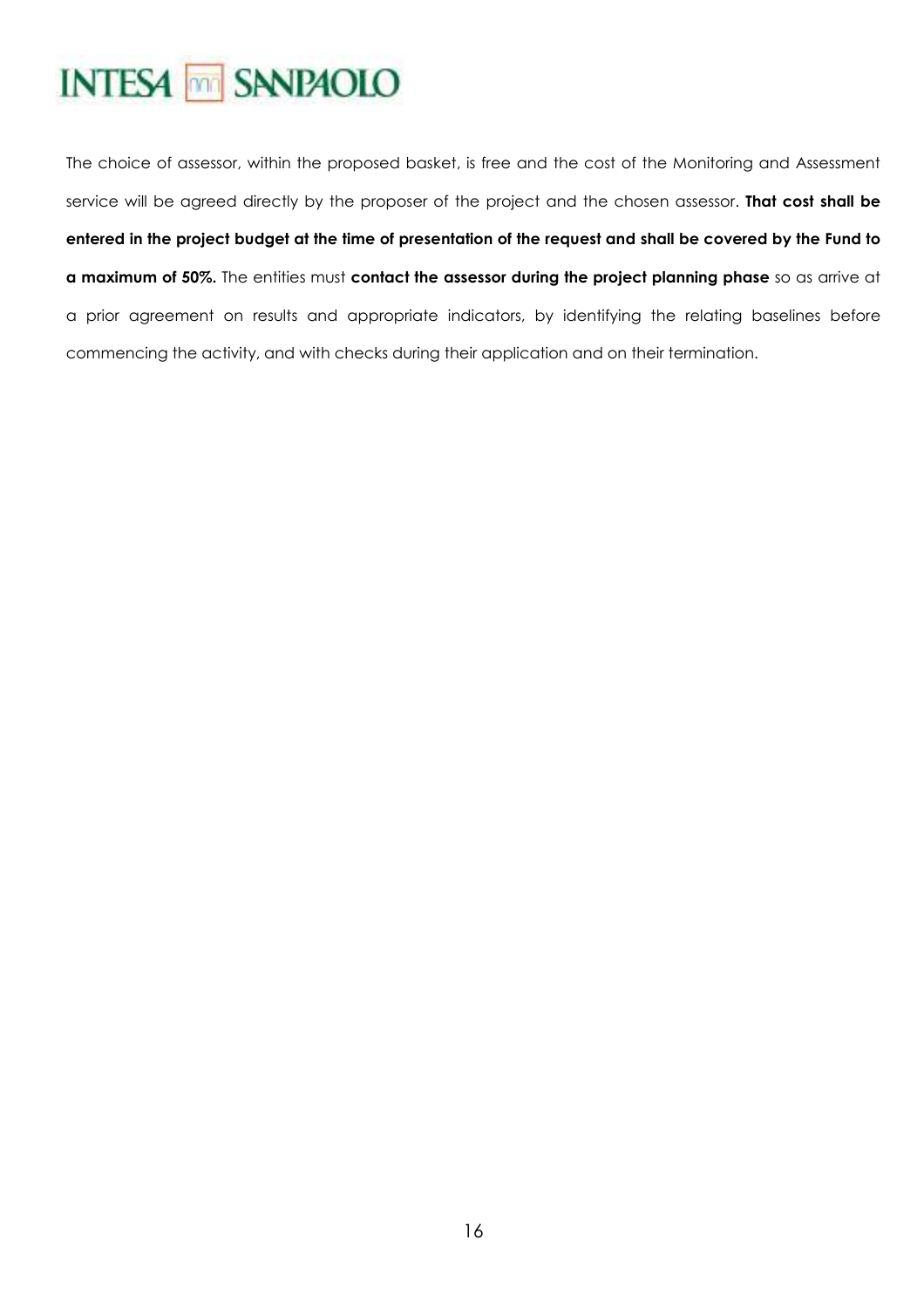The choice of assessor, within the proposed basket, is free and the cost of the Monitoring and Assessment service will be agreed directly by the proposer of the project and the chosen assessor. **That cost shall be entered in the project budget at the time of presentation of the request and shall be covered by the Fund to a maximum of 50%.** The entities must **contact the assessor during the project planning phase** so as arrive at a prior agreement on results and appropriate indicators, by identifying the relating baselines before commencing the activity, and with checks during their application and on their termination.